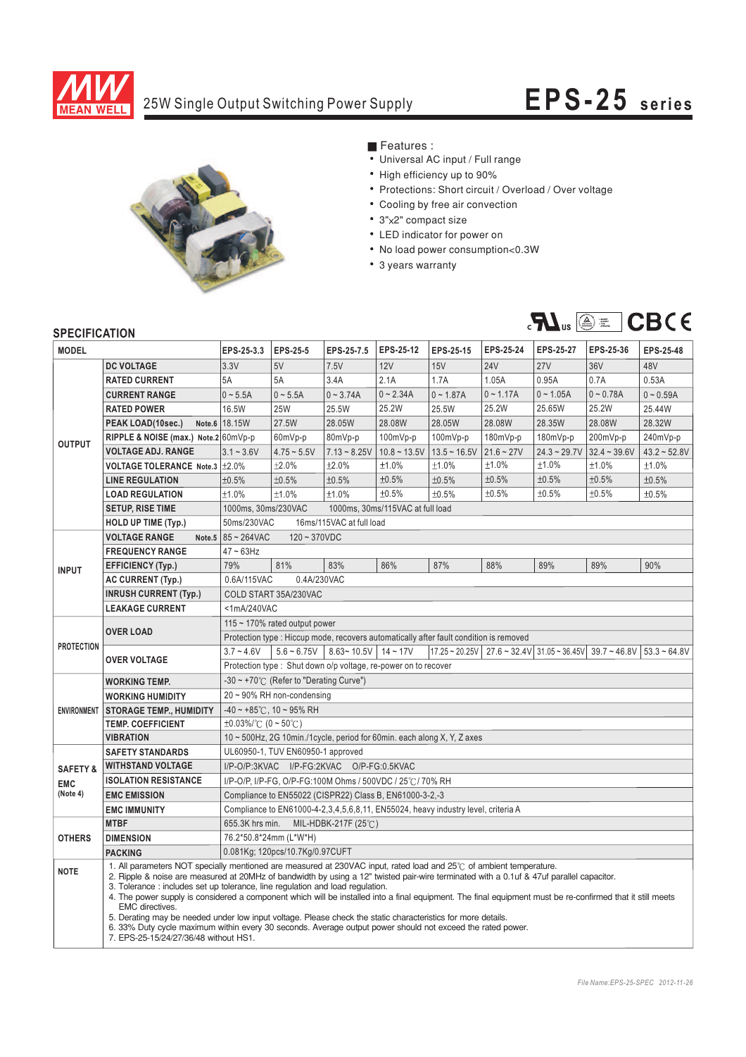# 25W Single Output Switching Power Supply

# EPS-25 series

■ Features :

- Universal AC input / Full range
- High efficiency up to 90%
- Protections: Short circuit / Overload / Over voltage
- Cooling by free air convection
- 3"x2" compact size
- LED indicator for power on
- No load power consumption<0.3W
- 3 years warranty

## SPECIFICATION

| MODEL | | EPS-25-3.3 | EPS-25-5 | EPS-25-7.5 | EPS-25-12 | EPS-25-15 | EPS-25-24 | EPS-25-27 | EPS-25-36 | EPS-25-48 |
|---|---|---|---|---|---|---|---|---|---|---|
| OUTPUT | DC VOLTAGE | 3.3V | 5V | 7.5V | 12V | 15V | 24V | 27V | 36V | 48V |
| | RATED CURRENT | 5A | 5A | 3.4A | 2.1A | 1.7A | 1.05A | 0.95A | 0.7A | 0.53A |
| | CURRENT RANGE | 0 ~ 5.5A | 0 ~ 5.5A | 0 ~ 3.74A | 0 ~ 2.34A | 0 ~ 1.87A | 0 ~ 1.17A | 0 ~ 1.05A | 0 ~ 0.78A | 0 ~ 0.59A |
| | RATED POWER | 16.5W | 25W | 25.5W | 25.2W | 25.5W | 25.2W | 25.65W | 25.2W | 25.44W |
| | PEAK LOAD(10sec.) Note.6 | 18.15W | 27.5W | 28.05W | 28.08W | 28.05W | 28.08W | 28.35W | 28.08W | 28.32W |
| | RIPPLE & NOISE (max.) Note.2 | 60mVp-p | 60mVp-p | 80mVp-p | 100mVp-p | 100mVp-p | 180mVp-p | 180mVp-p | 200mVp-p | 240mVp-p |
| | VOLTAGE ADJ. RANGE | 3.1 ~ 3.6V | 4.75 ~ 5.5V | 7.13 ~ 8.25V | 10.8 ~ 13.5V | 13.5 ~ 16.5V | 21.6 ~ 27V | 24.3 ~ 29.7V | 32.4 ~ 39.6V | 43.2 ~ 52.8V |
| | VOLTAGE TOLERANCE Note.3 | ±2.0% | ±2.0% | ±2.0% | ±1.0% | ±1.0% | ±1.0% | ±1.0% | ±1.0% | ±1.0% |
| | LINE REGULATION | ±0.5% | ±0.5% | ±0.5% | ±0.5% | ±0.5% | ±0.5% | ±0.5% | ±0.5% | ±0.5% |
| | LOAD REGULATION | ±1.0% | ±1.0% | ±1.0% | ±0.5% | ±0.5% | ±0.5% | ±0.5% | ±0.5% | ±0.5% |
| | SETUP, RISE TIME | 1000ms, 30ms/230VAC 1000ms, 30ms/115VAC at full load | | | | | | | | |
| | HOLD UP TIME (Typ.) | 50ms/230VAC 16ms/115VAC at full load | | | | | | | | |
| INPUT | VOLTAGE RANGE Note.5 | 85 ~ 264VAC 120 ~ 370VDC | | | | | | | | |
| | FREQUENCY RANGE | 47 ~ 63Hz | | | | | | | | |
| | EFFICIENCY (Typ.) | 79% | 81% | 83% | 86% | 87% | 88% | 89% | 89% | 90% |
| | AC CURRENT (Typ.) | 0.6A/115VAC 0.4A/230VAC | | | | | | | | |
| | INRUSH CURRENT (Typ.) | COLD START 35A/230VAC | | | | | | | | |
| | LEAKAGE CURRENT | <1mA/240VAC | | | | | | | | |
| PROTECTION | OVER LOAD | 115 ~ 170% rated output power | | | | | | | | |
| | | Protection type : Hiccup mode, recovers automatically after fault condition is removed | | | | | | | | |
| | OVER VOLTAGE | 3.7 ~ 4.6V | 5.6 ~ 6.75V | 8.63~ 10.5V | 14 ~ 17V | 17.25 ~ 20.25V | 27.6 ~ 32.4V | 31.05 ~ 36.45V | 39.7 ~ 46.8V | 53.3 ~ 64.8V |
| | | Protection type : Shut down o/p voltage, re-power on to recover | | | | | | | | |
| ENVIRONMENT | WORKING TEMP. | -30 ~ +70℃ (Refer to "Derating Curve") | | | | | | | | |
| | WORKING HUMIDITY | 20 ~ 90% RH non-condensing | | | | | | | | |
| | STORAGE TEMP., HUMIDITY | -40 ~ +85℃, 10 ~ 95% RH | | | | | | | | |
| | TEMP. COEFFICIENT | ±0.03%/℃ (0 ~ 50℃) | | | | | | | | |
| | VIBRATION | 10 ~ 500Hz, 2G 10min./1cycle, period for 60min. each along X, Y, Z axes | | | | | | | | |
| SAFETY & EMC (Note 4) | SAFETY STANDARDS | UL60950-1, TUV EN60950-1 approved | | | | | | | | |
| | WITHSTAND VOLTAGE | I/P-O/P:3KVAC I/P-FG:2KVAC O/P-FG:0.5KVAC | | | | | | | | |
| | ISOLATION RESISTANCE | I/P-O/P, I/P-FG, O/P-FG:100M Ohms / 500VDC / 25℃/ 70% RH | | | | | | | | |
| | EMC EMISSION | Compliance to EN55022 (CISPR22) Class B, EN61000-3-2,-3 | | | | | | | | |
| | EMC IMMUNITY | Compliance to EN61000-4-2,3,4,5,6,8,11, EN55024, heavy industry level, criteria A | | | | | | | | |
| OTHERS | MTBF | 655.3K hrs min. MIL-HDBK-217F (25℃) | | | | | | | | |
| | DIMENSION | 76.2*50.8*24mm (L*W*H) | | | | | | | | |
| | PACKING | 0.081Kg; 120pcs/10.7Kg/0.97CUFT | | | | | | | | |

**NOTE**

1. All parameters NOT specially mentioned are measured at 230VAC input, rated load and 25℃ of ambient temperature.
2. Ripple & noise are measured at 20MHz of bandwidth by using a 12" twisted pair-wire terminated with a 0.1uf & 47uf parallel capacitor.
3. Tolerance : includes set up tolerance, line regulation and load regulation.
4. The power supply is considered a component which will be installed into a final equipment. The final equipment must be re-confirmed that it still meets EMC directives.
5. Derating may be needed under low input voltage. Please check the static characteristics for more details.
6. 33% Duty cycle maximum within every 30 seconds. Average output power should not exceed the rated power.
7. EPS-25-15/24/27/36/48 without HS1.

*File Name:EPS-25-SPEC 2012-11-26*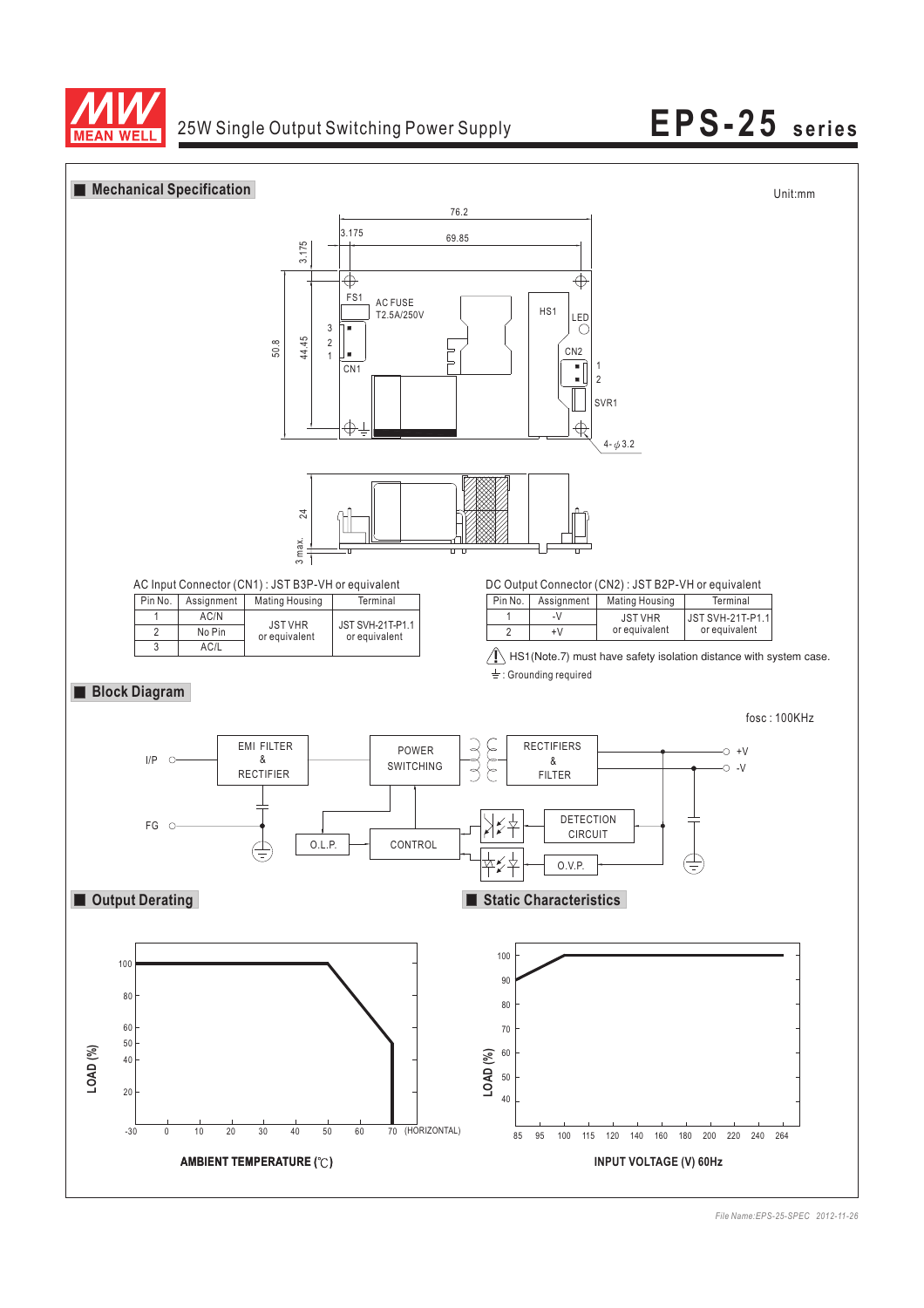# 25W Single Output Switching Power Supply

# EPS-25 series

## Mechanical Specification

Unit:mm

76.2

3.175

69.85

3.175

50.8

44.45

FS1

AC FUSE
T2.5A/250V

HS1

LED

3
2
1

CN1

CN2

1
2

SVR1

4-φ3.2

24

3 max.

AC Input Connector (CN1) : JST B3P-VH or equivalent

| Pin No. | Assignment | Mating Housing | Terminal |
|---|---|---|---|
| 1 | AC/N | JST VHR or equivalent | JST SVH-21T-P1.1 or equivalent |
| 2 | No Pin | | |
| 3 | AC/L | | |

DC Output Connector (CN2) : JST B2P-VH or equivalent

| Pin No. | Assignment | Mating Housing | Terminal |
|---|---|---|---|
| 1 | -V | JST VHR or equivalent | JST SVH-21T-P1.1 or equivalent |
| 2 | +V | | |

⚠ HS1(Note.7) must have safety isolation distance with system case.

⏚ : Grounding required

## Block Diagram

fosc : 100KHz

I/P

FG

EMI FILTER & RECTIFIER

POWER SWITCHING

RECTIFIERS & FILTER

+V

-V

O.L.P.

CONTROL

DETECTION CIRCUIT

O.V.P.

## Output Derating

LOAD (%)

100
80
60
50
40
20

-30 0 10 20 30 40 50 60 70 (HORIZONTAL)

AMBIENT TEMPERATURE (℃)

## Static Characteristics

LOAD (%)

100
90
80
70
60
50
40

85 95 100 115 120 140 160 180 200 220 240 264

INPUT VOLTAGE (V) 60Hz

*File Name:EPS-25-SPEC 2012-11-26*